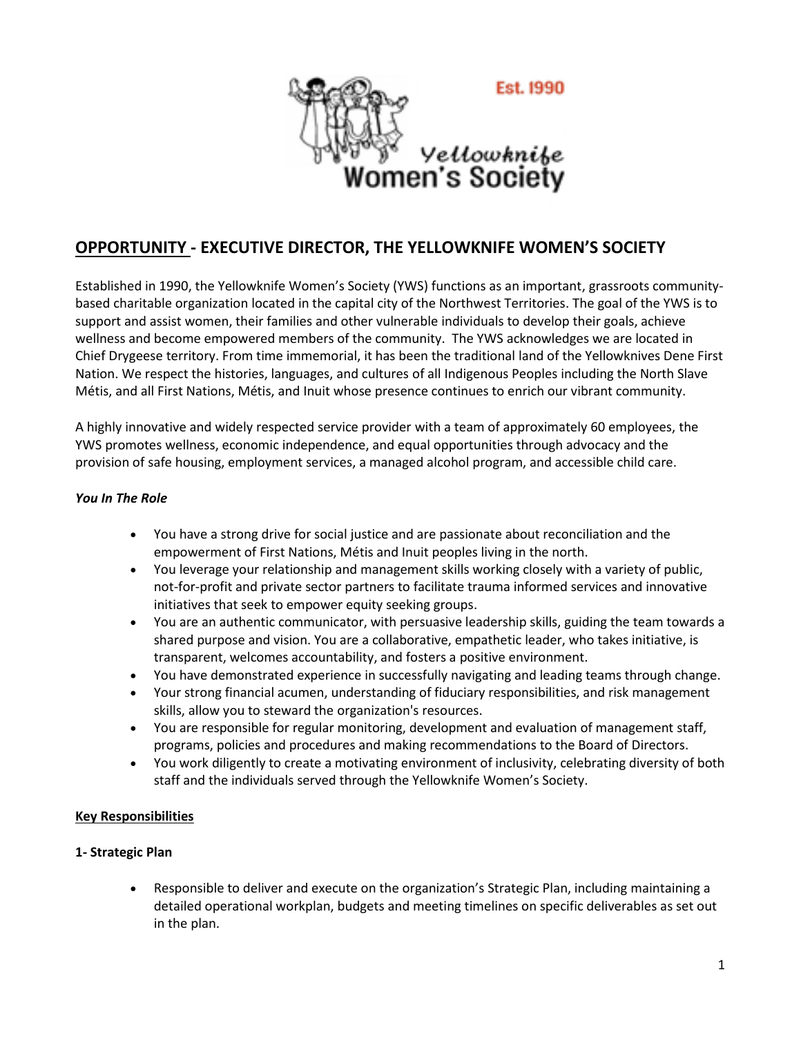Est. 1990

Yellowknife Women's Society

## OPPORTUNITY - EXECUTIVE DIRECTOR, THE YELLOWKNIFE WOMEN'S SOCIETY

Established in 1990, the Yellowknife Women's Society (YWS) functions as an important, grassroots community-based charitable organization located in the capital city of the Northwest Territories. The goal of the YWS is to support and assist women, their families and other vulnerable individuals to develop their goals, achieve wellness and become empowered members of the community. The YWS acknowledges we are located in Chief Drygeese territory. From time immemorial, it has been the traditional land of the Yellowknives Dene First Nation. We respect the histories, languages, and cultures of all Indigenous Peoples including the North Slave Métis, and all First Nations, Métis, and Inuit whose presence continues to enrich our vibrant community.

A highly innovative and widely respected service provider with a team of approximately 60 employees, the YWS promotes wellness, economic independence, and equal opportunities through advocacy and the provision of safe housing, employment services, a managed alcohol program, and accessible child care.

### *You In The Role*

- You have a strong drive for social justice and are passionate about reconciliation and the empowerment of First Nations, Métis and Inuit peoples living in the north.
- You leverage your relationship and management skills working closely with a variety of public, not-for-profit and private sector partners to facilitate trauma informed services and innovative initiatives that seek to empower equity seeking groups.
- You are an authentic communicator, with persuasive leadership skills, guiding the team towards a shared purpose and vision. You are a collaborative, empathetic leader, who takes initiative, is transparent, welcomes accountability, and fosters a positive environment.
- You have demonstrated experience in successfully navigating and leading teams through change.
- Your strong financial acumen, understanding of fiduciary responsibilities, and risk management skills, allow you to steward the organization's resources.
- You are responsible for regular monitoring, development and evaluation of management staff, programs, policies and procedures and making recommendations to the Board of Directors.
- You work diligently to create a motivating environment of inclusivity, celebrating diversity of both staff and the individuals served through the Yellowknife Women's Society.

### Key Responsibilities

#### 1- Strategic Plan

- Responsible to deliver and execute on the organization's Strategic Plan, including maintaining a detailed operational workplan, budgets and meeting timelines on specific deliverables as set out in the plan.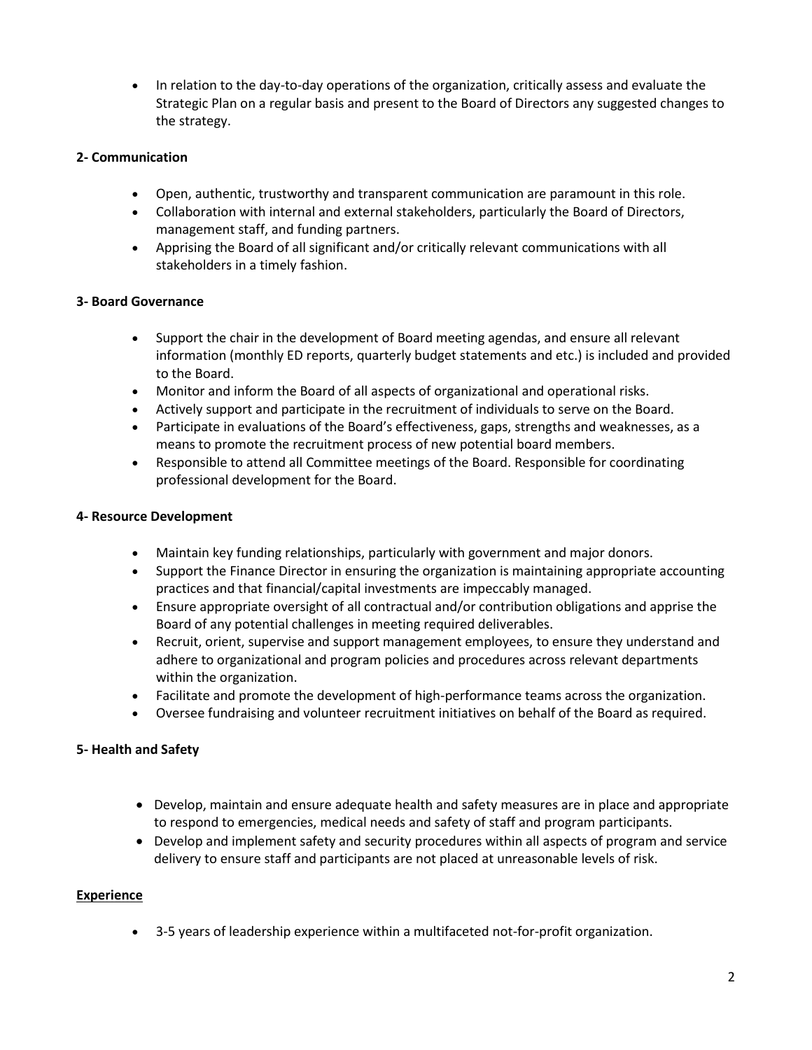- In relation to the day-to-day operations of the organization, critically assess and evaluate the Strategic Plan on a regular basis and present to the Board of Directors any suggested changes to the strategy.

**2- Communication**

- Open, authentic, trustworthy and transparent communication are paramount in this role.
- Collaboration with internal and external stakeholders, particularly the Board of Directors, management staff, and funding partners.
- Apprising the Board of all significant and/or critically relevant communications with all stakeholders in a timely fashion.

**3- Board Governance**

- Support the chair in the development of Board meeting agendas, and ensure all relevant information (monthly ED reports, quarterly budget statements and etc.) is included and provided to the Board.
- Monitor and inform the Board of all aspects of organizational and operational risks.
- Actively support and participate in the recruitment of individuals to serve on the Board.
- Participate in evaluations of the Board's effectiveness, gaps, strengths and weaknesses, as a means to promote the recruitment process of new potential board members.
- Responsible to attend all Committee meetings of the Board. Responsible for coordinating professional development for the Board.

**4- Resource Development**

- Maintain key funding relationships, particularly with government and major donors.
- Support the Finance Director in ensuring the organization is maintaining appropriate accounting practices and that financial/capital investments are impeccably managed.
- Ensure appropriate oversight of all contractual and/or contribution obligations and apprise the Board of any potential challenges in meeting required deliverables.
- Recruit, orient, supervise and support management employees, to ensure they understand and adhere to organizational and program policies and procedures across relevant departments within the organization.
- Facilitate and promote the development of high-performance teams across the organization.
- Oversee fundraising and volunteer recruitment initiatives on behalf of the Board as required.

**5- Health and Safety**

- Develop, maintain and ensure adequate health and safety measures are in place and appropriate to respond to emergencies, medical needs and safety of staff and program participants.
- Develop and implement safety and security procedures within all aspects of program and service delivery to ensure staff and participants are not placed at unreasonable levels of risk.

**Experience**

- 3-5 years of leadership experience within a multifaceted not-for-profit organization.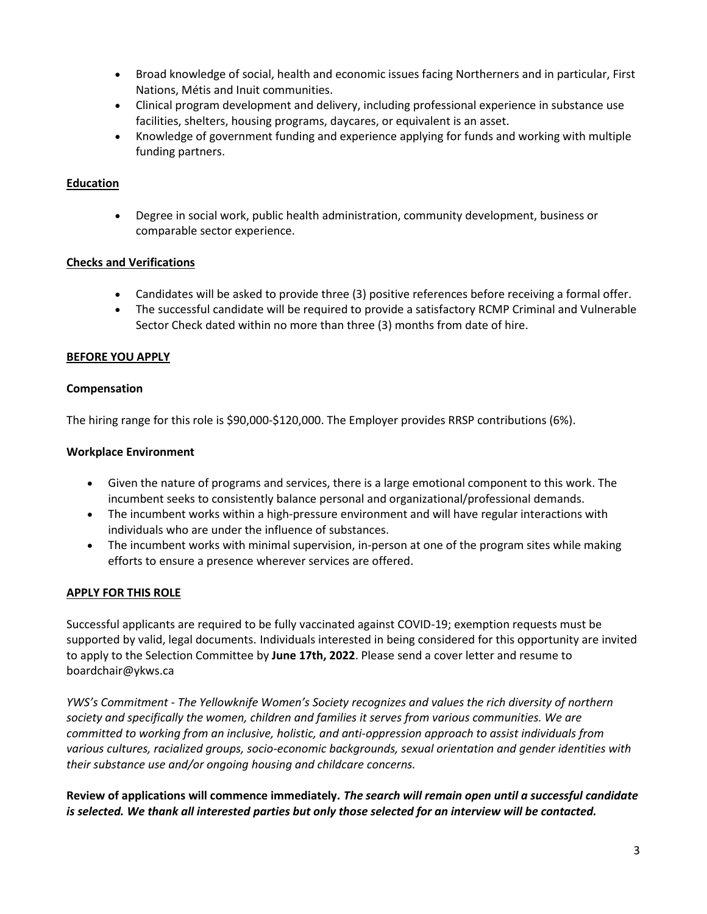- Broad knowledge of social, health and economic issues facing Northerners and in particular, First Nations, Métis and Inuit communities.
- Clinical program development and delivery, including professional experience in substance use facilities, shelters, housing programs, daycares, or equivalent is an asset.
- Knowledge of government funding and experience applying for funds and working with multiple funding partners.

### Education

- Degree in social work, public health administration, community development, business or comparable sector experience.

### Checks and Verifications

- Candidates will be asked to provide three (3) positive references before receiving a formal offer.
- The successful candidate will be required to provide a satisfactory RCMP Criminal and Vulnerable Sector Check dated within no more than three (3) months from date of hire.

## BEFORE YOU APPLY

### Compensation

The hiring range for this role is $90,000-$120,000. The Employer provides RRSP contributions (6%).

### Workplace Environment

- Given the nature of programs and services, there is a large emotional component to this work. The incumbent seeks to consistently balance personal and organizational/professional demands.
- The incumbent works within a high-pressure environment and will have regular interactions with individuals who are under the influence of substances.
- The incumbent works with minimal supervision, in-person at one of the program sites while making efforts to ensure a presence wherever services are offered.

## APPLY FOR THIS ROLE

Successful applicants are required to be fully vaccinated against COVID-19; exemption requests must be supported by valid, legal documents. Individuals interested in being considered for this opportunity are invited to apply to the Selection Committee by **June 17th, 2022**. Please send a cover letter and resume to boardchair@ykws.ca

*YWS's Commitment - The Yellowknife Women's Society recognizes and values the rich diversity of northern society and specifically the women, children and families it serves from various communities. We are committed to working from an inclusive, holistic, and anti-oppression approach to assist individuals from various cultures, racialized groups, socio-economic backgrounds, sexual orientation and gender identities with their substance use and/or ongoing housing and childcare concerns.*

**Review of applications will commence immediately. *The search will remain open until a successful candidate is selected. We thank all interested parties but only those selected for an interview will be contacted.***